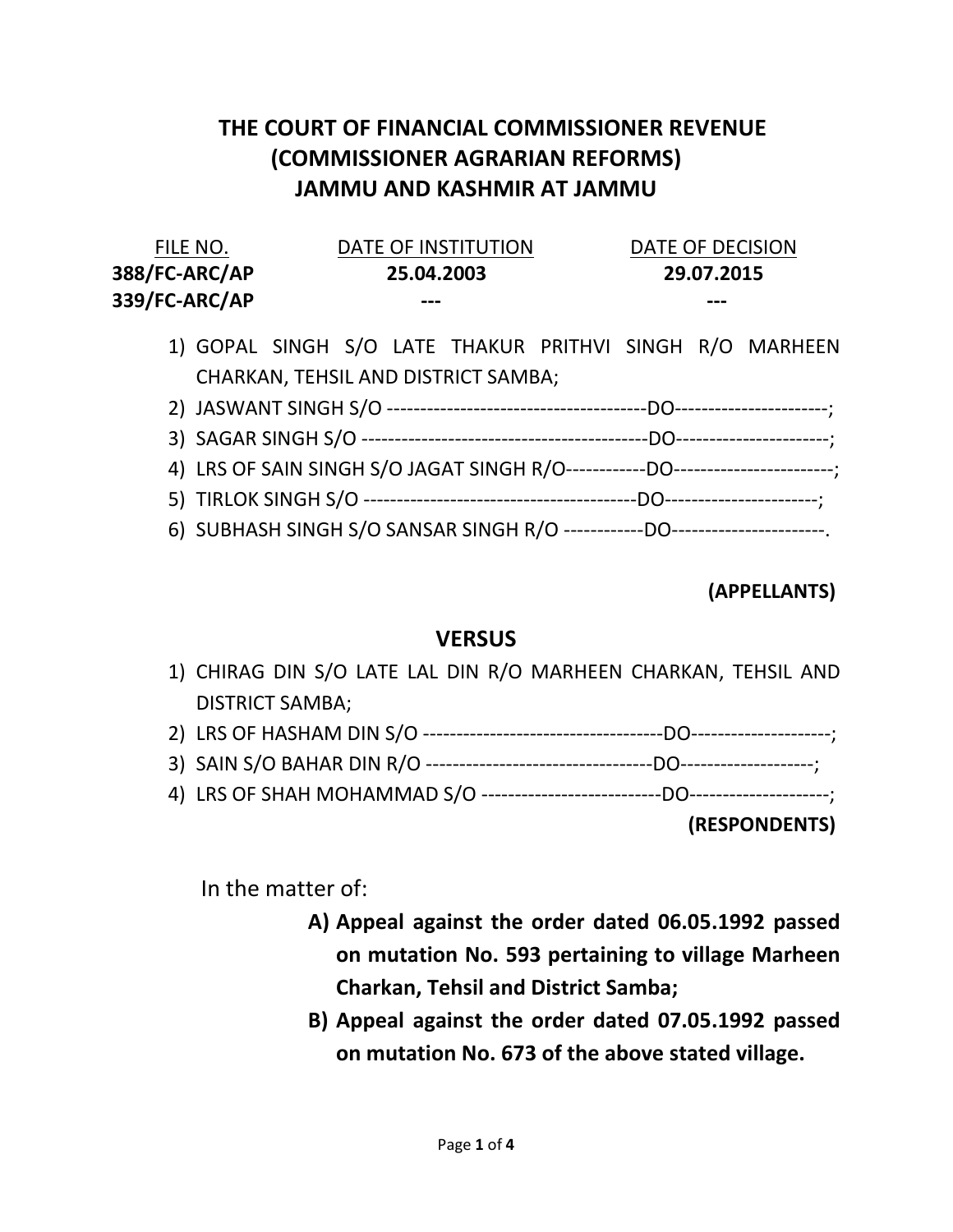# THE COURT OF FINANCIAL COMMISSIONER REVENUE (COMMISSIONER AGRARIAN REFORMS) JAMMU AND KASHMIR AT JAMMU

| FILE NO. | DATE OF INSTITUTION | DATE OF DECISION |
|---|---|---|
| **388/FC-ARC/AP** | **25.04.2003** | **29.07.2015** |
| **339/FC-ARC/AP** | **---** | **---** |

1) GOPAL SINGH S/O LATE THAKUR PRITHVI SINGH R/O MARHEEN CHARKAN, TEHSIL AND DISTRICT SAMBA;
2) JASWANT SINGH S/O ---------------------------------------DO-----------------------;
3) SAGAR SINGH S/O -------------------------------------------DO-----------------------;
4) LRS OF SAIN SINGH S/O JAGAT SINGH R/O------------DO------------------------;
5) TIRLOK SINGH S/O -----------------------------------------DO-----------------------;
6) SUBHASH SINGH S/O SANSAR SINGH R/O ------------DO-----------------------.

**(APPELLANTS)**

## VERSUS

1) CHIRAG DIN S/O LATE LAL DIN R/O MARHEEN CHARKAN, TEHSIL AND DISTRICT SAMBA;
2) LRS OF HASHAM DIN S/O ------------------------------------DO---------------------;
3) SAIN S/O BAHAR DIN R/O ----------------------------------DO--------------------;
4) LRS OF SHAH MOHAMMAD S/O ---------------------------DO---------------------;

**(RESPONDENTS)**

In the matter of:

**A) Appeal against the order dated 06.05.1992 passed on mutation No. 593 pertaining to village Marheen Charkan, Tehsil and District Samba;**

**B) Appeal against the order dated 07.05.1992 passed on mutation No. 673 of the above stated village.**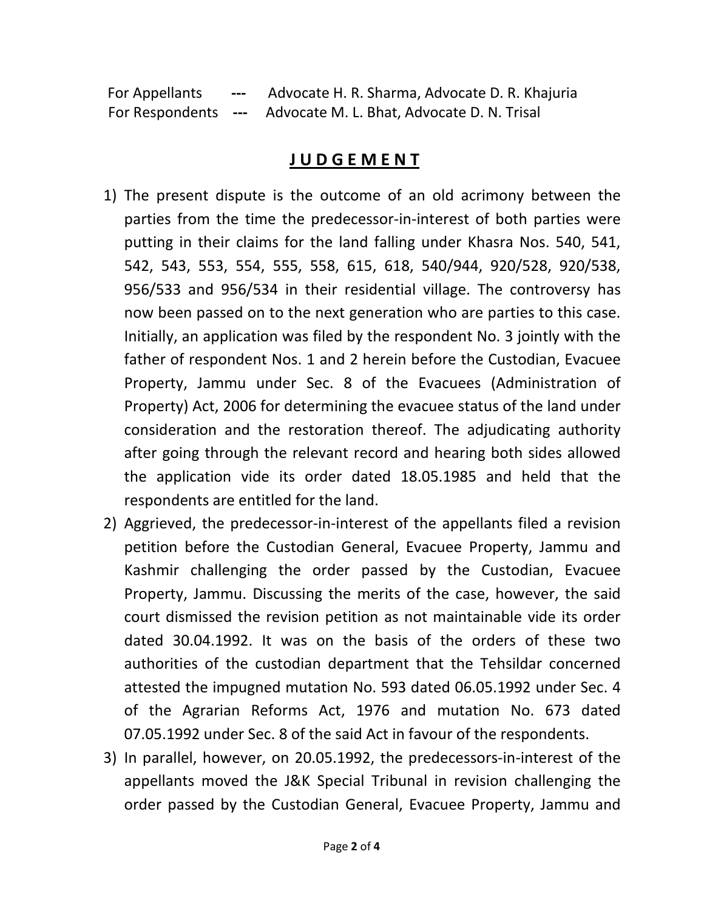For Appellants --- Advocate H. R. Sharma, Advocate D. R. Khajuria
For Respondents --- Advocate M. L. Bhat, Advocate D. N. Trisal

## JUDGEMENT

1) The present dispute is the outcome of an old acrimony between the parties from the time the predecessor-in-interest of both parties were putting in their claims for the land falling under Khasra Nos. 540, 541, 542, 543, 553, 554, 555, 558, 615, 618, 540/944, 920/528, 920/538, 956/533 and 956/534 in their residential village. The controversy has now been passed on to the next generation who are parties to this case. Initially, an application was filed by the respondent No. 3 jointly with the father of respondent Nos. 1 and 2 herein before the Custodian, Evacuee Property, Jammu under Sec. 8 of the Evacuees (Administration of Property) Act, 2006 for determining the evacuee status of the land under consideration and the restoration thereof. The adjudicating authority after going through the relevant record and hearing both sides allowed the application vide its order dated 18.05.1985 and held that the respondents are entitled for the land.

2) Aggrieved, the predecessor-in-interest of the appellants filed a revision petition before the Custodian General, Evacuee Property, Jammu and Kashmir challenging the order passed by the Custodian, Evacuee Property, Jammu. Discussing the merits of the case, however, the said court dismissed the revision petition as not maintainable vide its order dated 30.04.1992. It was on the basis of the orders of these two authorities of the custodian department that the Tehsildar concerned attested the impugned mutation No. 593 dated 06.05.1992 under Sec. 4 of the Agrarian Reforms Act, 1976 and mutation No. 673 dated 07.05.1992 under Sec. 8 of the said Act in favour of the respondents.

3) In parallel, however, on 20.05.1992, the predecessors-in-interest of the appellants moved the J&K Special Tribunal in revision challenging the order passed by the Custodian General, Evacuee Property, Jammu and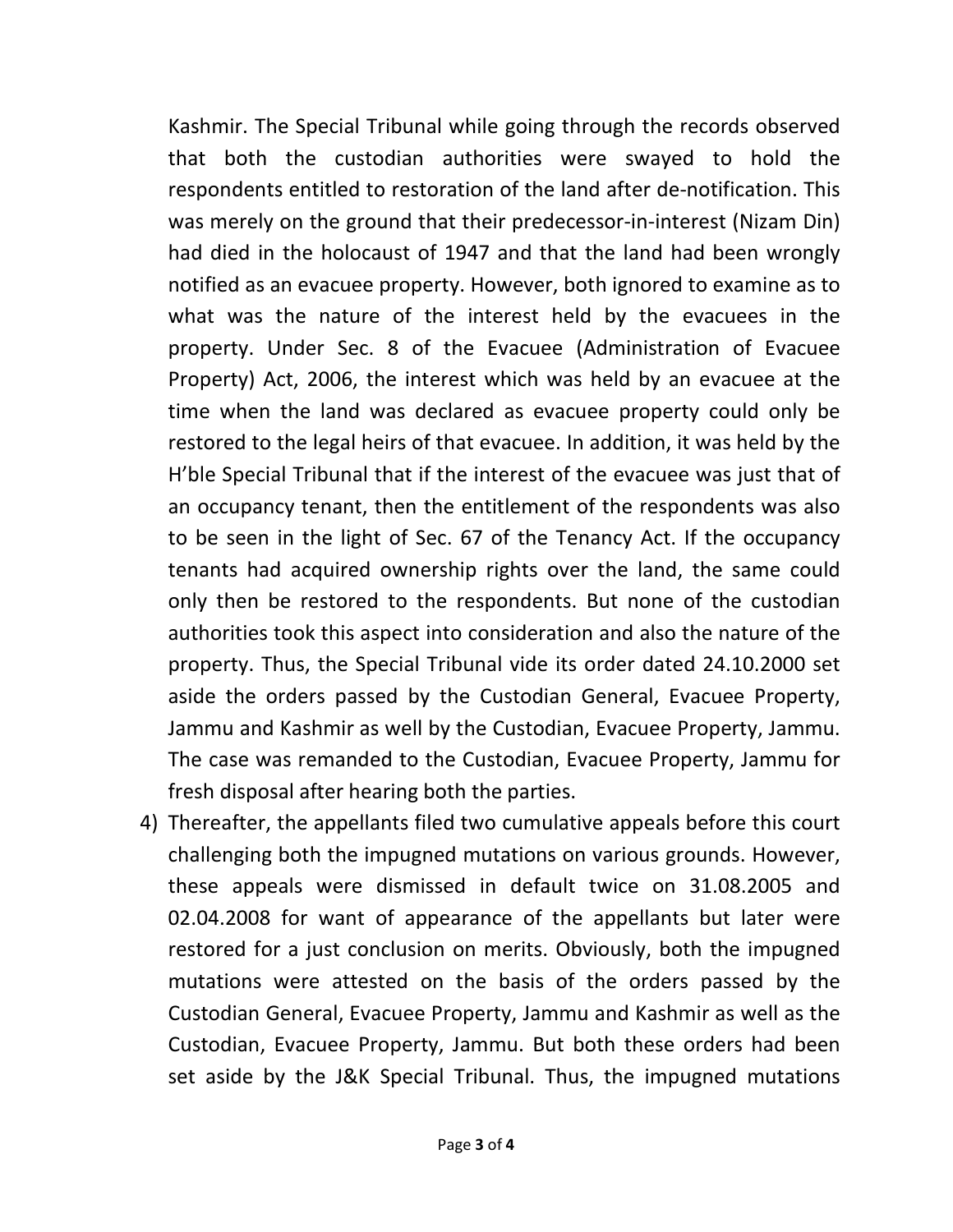Kashmir. The Special Tribunal while going through the records observed that both the custodian authorities were swayed to hold the respondents entitled to restoration of the land after de-notification. This was merely on the ground that their predecessor-in-interest (Nizam Din) had died in the holocaust of 1947 and that the land had been wrongly notified as an evacuee property. However, both ignored to examine as to what was the nature of the interest held by the evacuees in the property. Under Sec. 8 of the Evacuee (Administration of Evacuee Property) Act, 2006, the interest which was held by an evacuee at the time when the land was declared as evacuee property could only be restored to the legal heirs of that evacuee. In addition, it was held by the H'ble Special Tribunal that if the interest of the evacuee was just that of an occupancy tenant, then the entitlement of the respondents was also to be seen in the light of Sec. 67 of the Tenancy Act. If the occupancy tenants had acquired ownership rights over the land, the same could only then be restored to the respondents. But none of the custodian authorities took this aspect into consideration and also the nature of the property. Thus, the Special Tribunal vide its order dated 24.10.2000 set aside the orders passed by the Custodian General, Evacuee Property, Jammu and Kashmir as well by the Custodian, Evacuee Property, Jammu. The case was remanded to the Custodian, Evacuee Property, Jammu for fresh disposal after hearing both the parties.

4) Thereafter, the appellants filed two cumulative appeals before this court challenging both the impugned mutations on various grounds. However, these appeals were dismissed in default twice on 31.08.2005 and 02.04.2008 for want of appearance of the appellants but later were restored for a just conclusion on merits. Obviously, both the impugned mutations were attested on the basis of the orders passed by the Custodian General, Evacuee Property, Jammu and Kashmir as well as the Custodian, Evacuee Property, Jammu. But both these orders had been set aside by the J&K Special Tribunal. Thus, the impugned mutations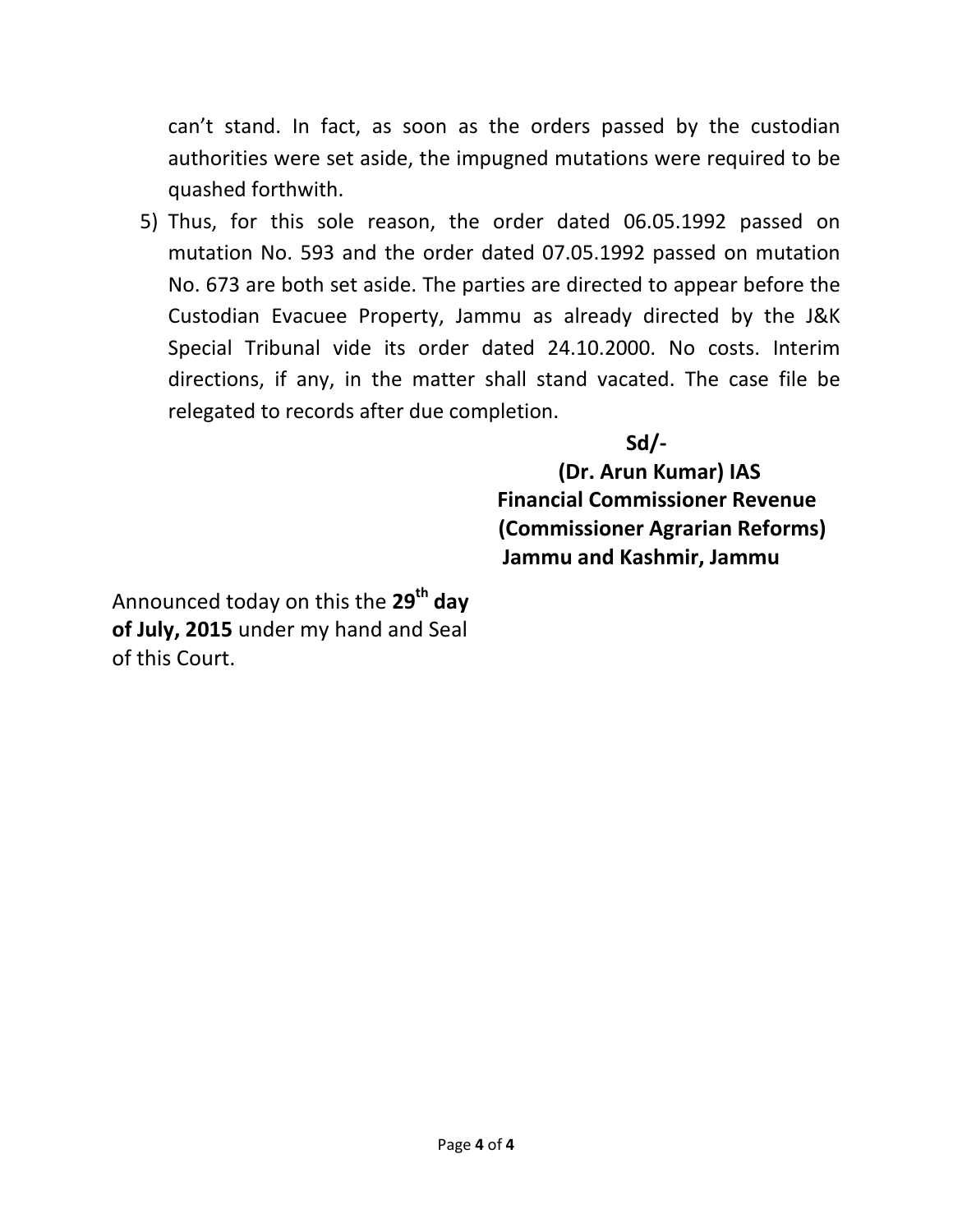can't stand. In fact, as soon as the orders passed by the custodian authorities were set aside, the impugned mutations were required to be quashed forthwith.

5) Thus, for this sole reason, the order dated 06.05.1992 passed on mutation No. 593 and the order dated 07.05.1992 passed on mutation No. 673 are both set aside. The parties are directed to appear before the Custodian Evacuee Property, Jammu as already directed by the J&K Special Tribunal vide its order dated 24.10.2000. No costs. Interim directions, if any, in the matter shall stand vacated. The case file be relegated to records after due completion.

**Sd/-**

**(Dr. Arun Kumar) IAS**
**Financial Commissioner Revenue**
**(Commissioner Agrarian Reforms)**
**Jammu and Kashmir, Jammu**

Announced today on this the **29th day of July, 2015** under my hand and Seal of this Court.